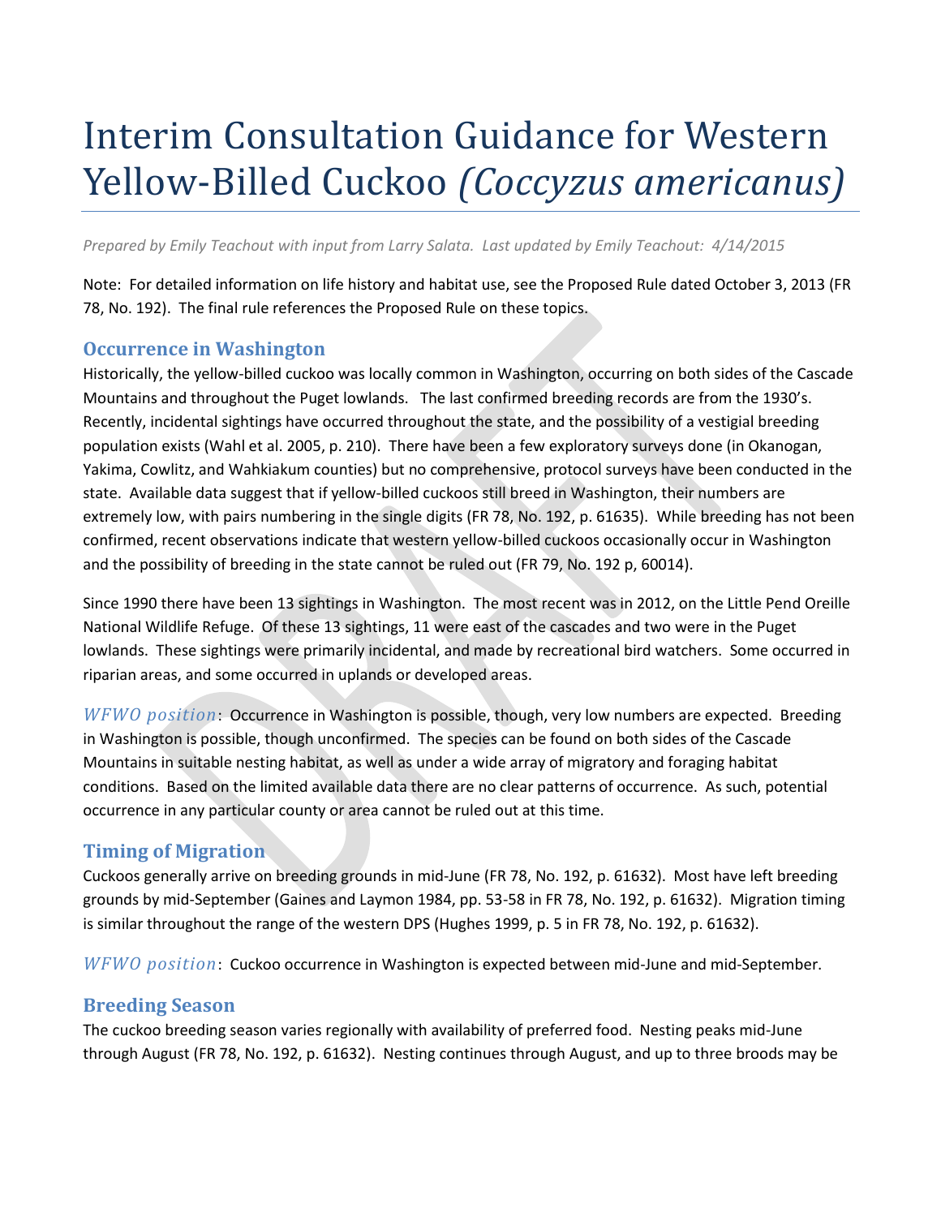# Interim Consultation Guidance for Western Yellow-Billed Cuckoo *(Coccyzus americanus)*

*Prepared by Emily Teachout with input from Larry Salata. Last updated by Emily Teachout: 4/14/2015*

Note: For detailed information on life history and habitat use, see the Proposed Rule dated October 3, 2013 (FR 78, No. 192). The final rule references the Proposed Rule on these topics.

## Occurrence in Washington

Historically, the yellow-billed cuckoo was locally common in Washington, occurring on both sides of the Cascade Mountains and throughout the Puget lowlands. The last confirmed breeding records are from the 1930's. Recently, incidental sightings have occurred throughout the state, and the possibility of a vestigial breeding population exists (Wahl et al. 2005, p. 210). There have been a few exploratory surveys done (in Okanogan, Yakima, Cowlitz, and Wahkiakum counties) but no comprehensive, protocol surveys have been conducted in the state. Available data suggest that if yellow-billed cuckoos still breed in Washington, their numbers are extremely low, with pairs numbering in the single digits (FR 78, No. 192, p. 61635). While breeding has not been confirmed, recent observations indicate that western yellow-billed cuckoos occasionally occur in Washington and the possibility of breeding in the state cannot be ruled out (FR 79, No. 192 p, 60014).

Since 1990 there have been 13 sightings in Washington. The most recent was in 2012, on the Little Pend Oreille National Wildlife Refuge. Of these 13 sightings, 11 were east of the cascades and two were in the Puget lowlands. These sightings were primarily incidental, and made by recreational bird watchers. Some occurred in riparian areas, and some occurred in uplands or developed areas.

*WFWO position*: Occurrence in Washington is possible, though, very low numbers are expected. Breeding in Washington is possible, though unconfirmed. The species can be found on both sides of the Cascade Mountains in suitable nesting habitat, as well as under a wide array of migratory and foraging habitat conditions. Based on the limited available data there are no clear patterns of occurrence. As such, potential occurrence in any particular county or area cannot be ruled out at this time.

## Timing of Migration

Cuckoos generally arrive on breeding grounds in mid-June (FR 78, No. 192, p. 61632). Most have left breeding grounds by mid-September (Gaines and Laymon 1984, pp. 53-58 in FR 78, No. 192, p. 61632). Migration timing is similar throughout the range of the western DPS (Hughes 1999, p. 5 in FR 78, No. 192, p. 61632).

*WFWO position*: Cuckoo occurrence in Washington is expected between mid-June and mid-September.

## Breeding Season

The cuckoo breeding season varies regionally with availability of preferred food. Nesting peaks mid-June through August (FR 78, No. 192, p. 61632). Nesting continues through August, and up to three broods may be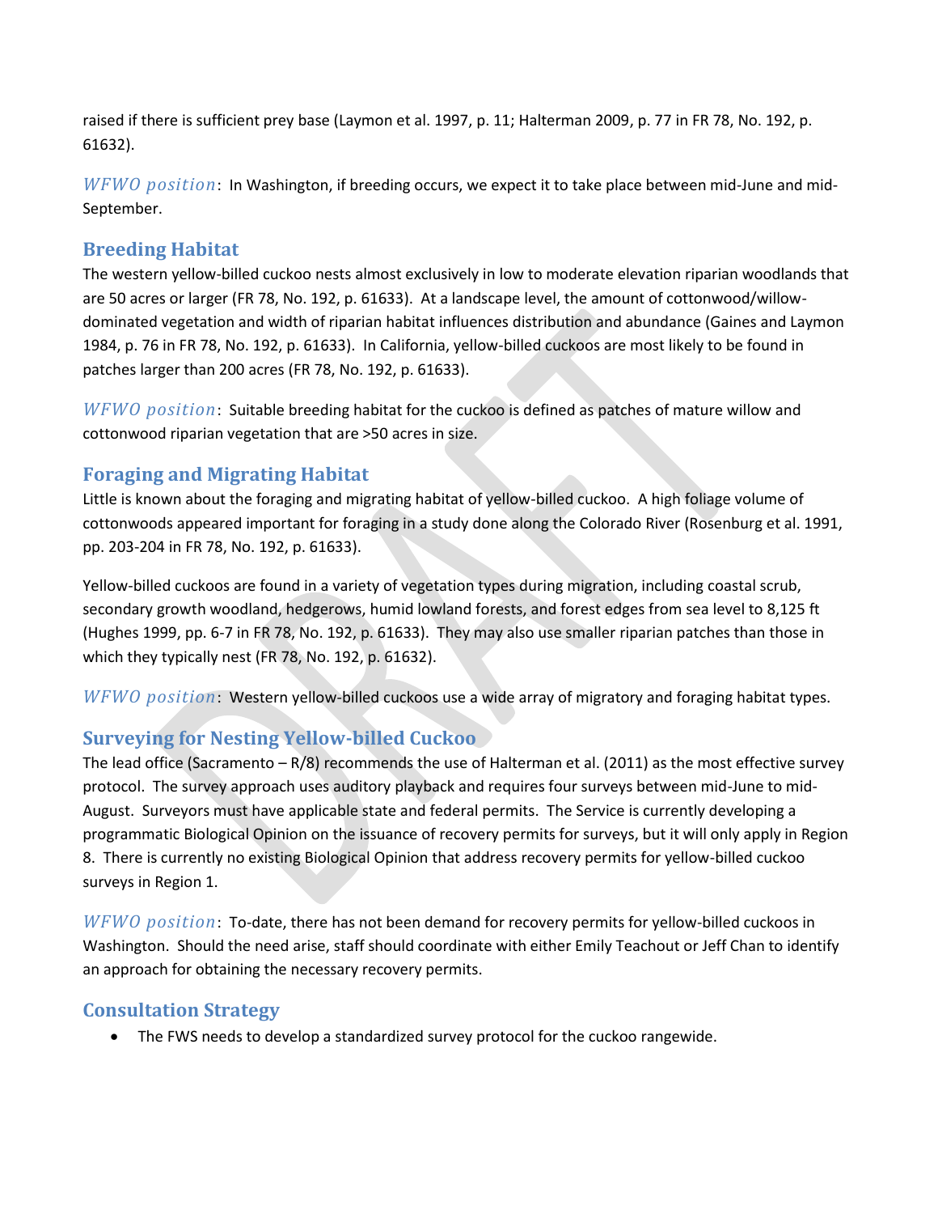raised if there is sufficient prey base (Laymon et al. 1997, p. 11; Halterman 2009, p. 77 in FR 78, No. 192, p. 61632).

*WFWO position*: In Washington, if breeding occurs, we expect it to take place between mid-June and mid-September.

## Breeding Habitat

The western yellow-billed cuckoo nests almost exclusively in low to moderate elevation riparian woodlands that are 50 acres or larger (FR 78, No. 192, p. 61633). At a landscape level, the amount of cottonwood/willow-dominated vegetation and width of riparian habitat influences distribution and abundance (Gaines and Laymon 1984, p. 76 in FR 78, No. 192, p. 61633). In California, yellow-billed cuckoos are most likely to be found in patches larger than 200 acres (FR 78, No. 192, p. 61633).

*WFWO position*: Suitable breeding habitat for the cuckoo is defined as patches of mature willow and cottonwood riparian vegetation that are >50 acres in size.

## Foraging and Migrating Habitat

Little is known about the foraging and migrating habitat of yellow-billed cuckoo. A high foliage volume of cottonwoods appeared important for foraging in a study done along the Colorado River (Rosenburg et al. 1991, pp. 203-204 in FR 78, No. 192, p. 61633).

Yellow-billed cuckoos are found in a variety of vegetation types during migration, including coastal scrub, secondary growth woodland, hedgerows, humid lowland forests, and forest edges from sea level to 8,125 ft (Hughes 1999, pp. 6-7 in FR 78, No. 192, p. 61633). They may also use smaller riparian patches than those in which they typically nest (FR 78, No. 192, p. 61632).

*WFWO position*: Western yellow-billed cuckoos use a wide array of migratory and foraging habitat types.

## Surveying for Nesting Yellow-billed Cuckoo

The lead office (Sacramento – R/8) recommends the use of Halterman et al. (2011) as the most effective survey protocol. The survey approach uses auditory playback and requires four surveys between mid-June to mid-August. Surveyors must have applicable state and federal permits. The Service is currently developing a programmatic Biological Opinion on the issuance of recovery permits for surveys, but it will only apply in Region 8. There is currently no existing Biological Opinion that address recovery permits for yellow-billed cuckoo surveys in Region 1.

*WFWO position*: To-date, there has not been demand for recovery permits for yellow-billed cuckoos in Washington. Should the need arise, staff should coordinate with either Emily Teachout or Jeff Chan to identify an approach for obtaining the necessary recovery permits.

## Consultation Strategy

- The FWS needs to develop a standardized survey protocol for the cuckoo rangewide.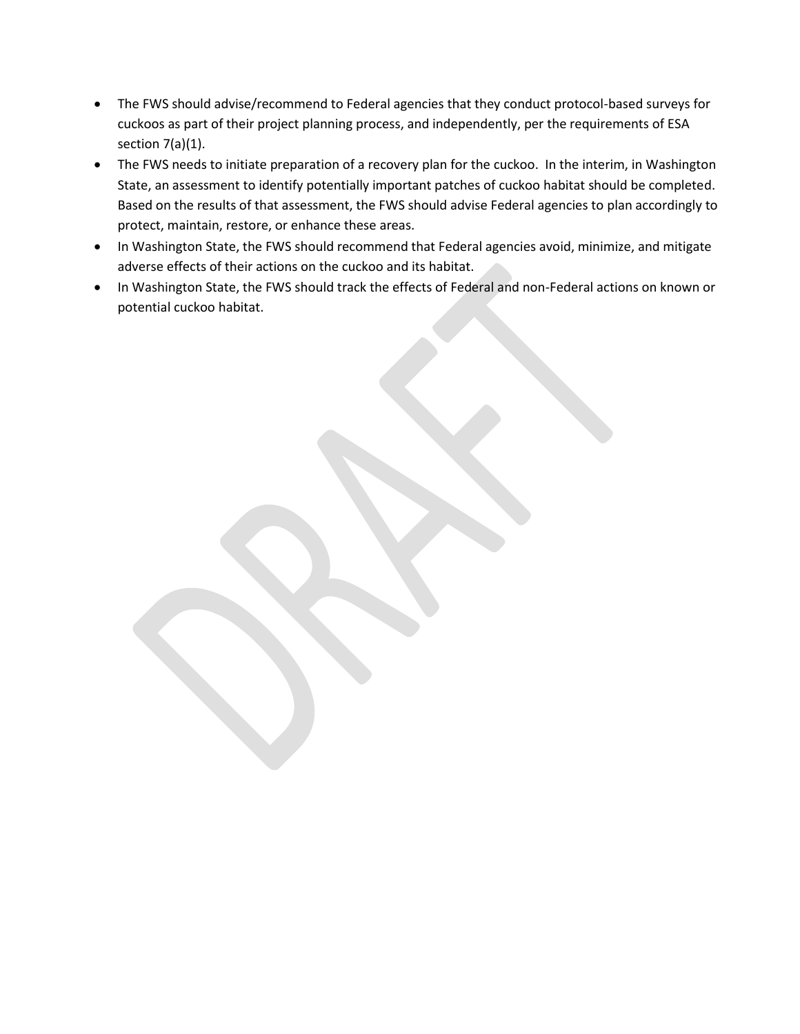- The FWS should advise/recommend to Federal agencies that they conduct protocol-based surveys for cuckoos as part of their project planning process, and independently, per the requirements of ESA section 7(a)(1).
- The FWS needs to initiate preparation of a recovery plan for the cuckoo. In the interim, in Washington State, an assessment to identify potentially important patches of cuckoo habitat should be completed. Based on the results of that assessment, the FWS should advise Federal agencies to plan accordingly to protect, maintain, restore, or enhance these areas.
- In Washington State, the FWS should recommend that Federal agencies avoid, minimize, and mitigate adverse effects of their actions on the cuckoo and its habitat.
- In Washington State, the FWS should track the effects of Federal and non-Federal actions on known or potential cuckoo habitat.